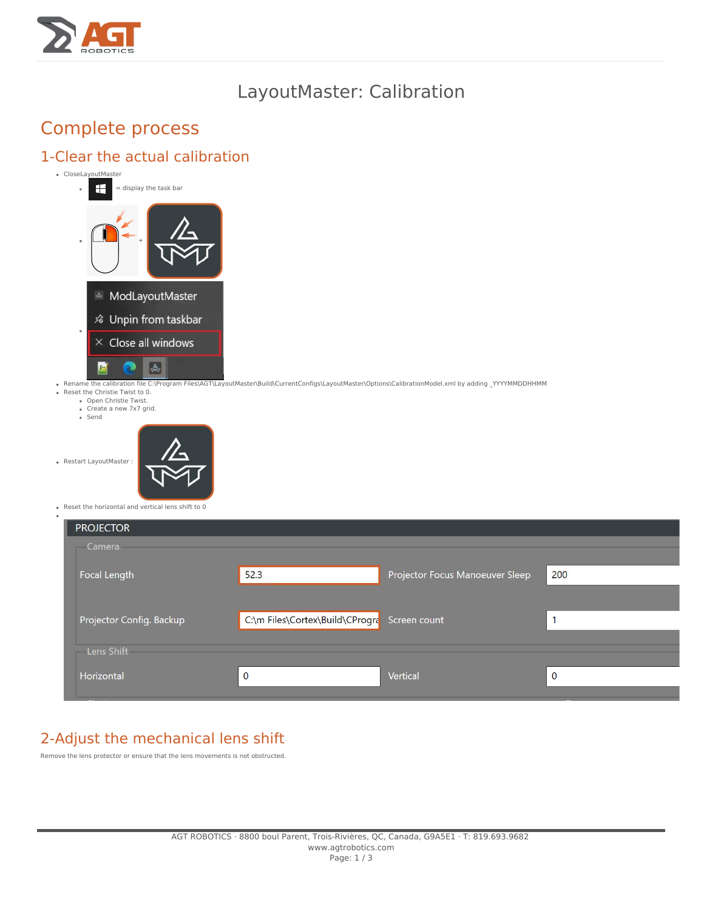# LayoutMaster: Calibration

## Complete process

### 1-Clear the actual calibration

- CloseLayoutMaster
  - = display the task bar
  - +
  - ModLayoutMaster
    Unpin from taskbar
    Close all windows
- Rename the calibration file C:\Program Files\AGT\LayoutMaster\Build\CurrentConfigs\LayoutMaster\Options\CalibrationModel.xml by adding _YYYYMMDDHHMM
- Reset the Christie Twist to 0.
  - Open Christie Twist.
  - Create a new 7x7 grid.
  - Send
- Restart LayoutMaster :
- Reset the horizontal and vertical lens shift to 0
- PROJECTOR

  Camera

  | | | | |
  |---|---|---|---|
  | Focal Length | 52.3 | Projector Focus Manoeuver Sleep | 200 |
  | Projector Config. Backup | C:\m Files\Cortex\Build\CProgra | Screen count | 1 |

  Lens Shift

  | | | | |
  |---|---|---|---|
  | Horizontal | 0 | Vertical | 0 |

### 2-Adjust the mechanical lens shift

Remove the lens protector or ensure that the lens movements is not obstructed.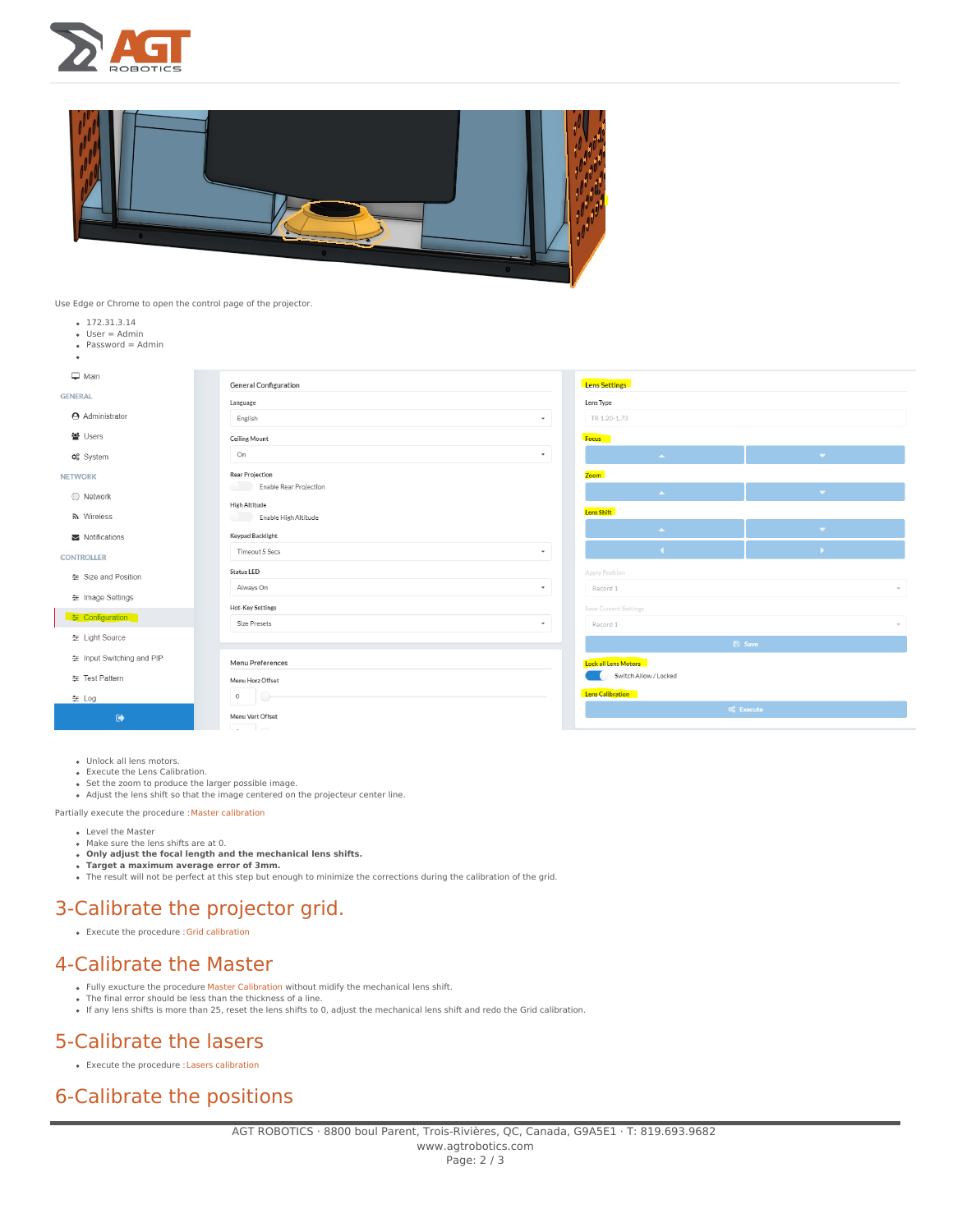Use Edge or Chrome to open the control page of the projector.

- 172.31.3.14
- User = Admin
- Password = Admin
-

- Unlock all lens motors.
- Execute the Lens Calibration.
- Set the zoom to produce the larger possible image.
- Adjust the lens shift so that the image centered on the projecteur center line.

Partially execute the procedure : Master calibration

- Level the Master
- Make sure the lens shifts are at 0.
- **Only adjust the focal length and the mechanical lens shifts.**
- **Target a maximum average error of 3mm.**
- The result will not be perfect at this step but enough to minimize the corrections during the calibration of the grid.

## 3-Calibrate the projector grid.

- Execute the procedure : Grid calibration

## 4-Calibrate the Master

- Fully exucture the procedure Master Calibration without midify the mechanical lens shift.
- The final error should be less than the thickness of a line.
- If any lens shifts is more than 25, reset the lens shifts to 0, adjust the mechanical lens shift and redo the Grid calibration.

## 5-Calibrate the lasers

- Execute the procedure : Lasers calibration

## 6-Calibrate the positions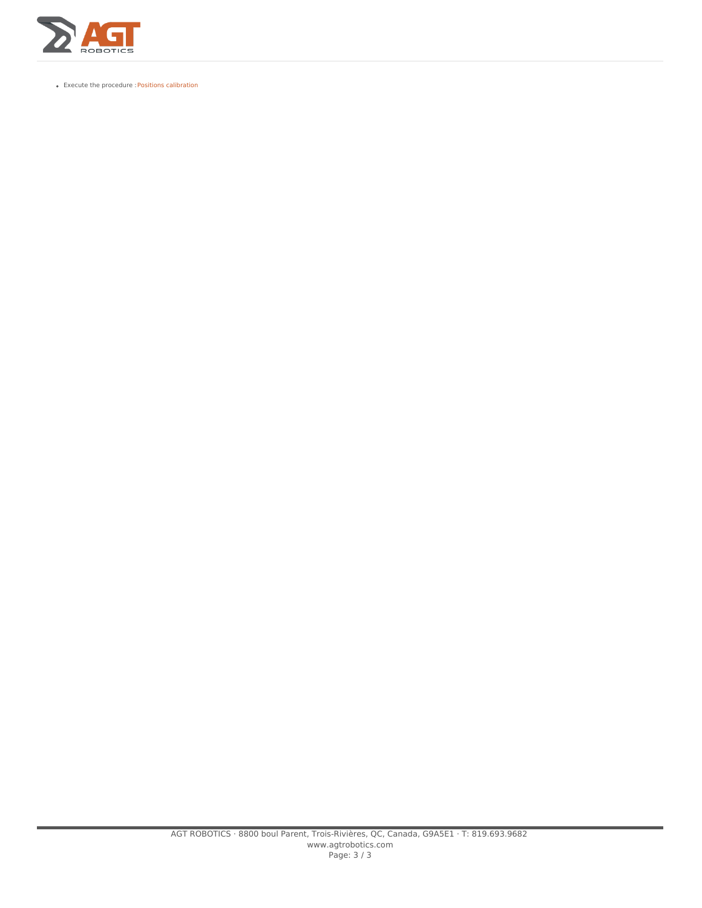- Execute the procedure : Positions calibration